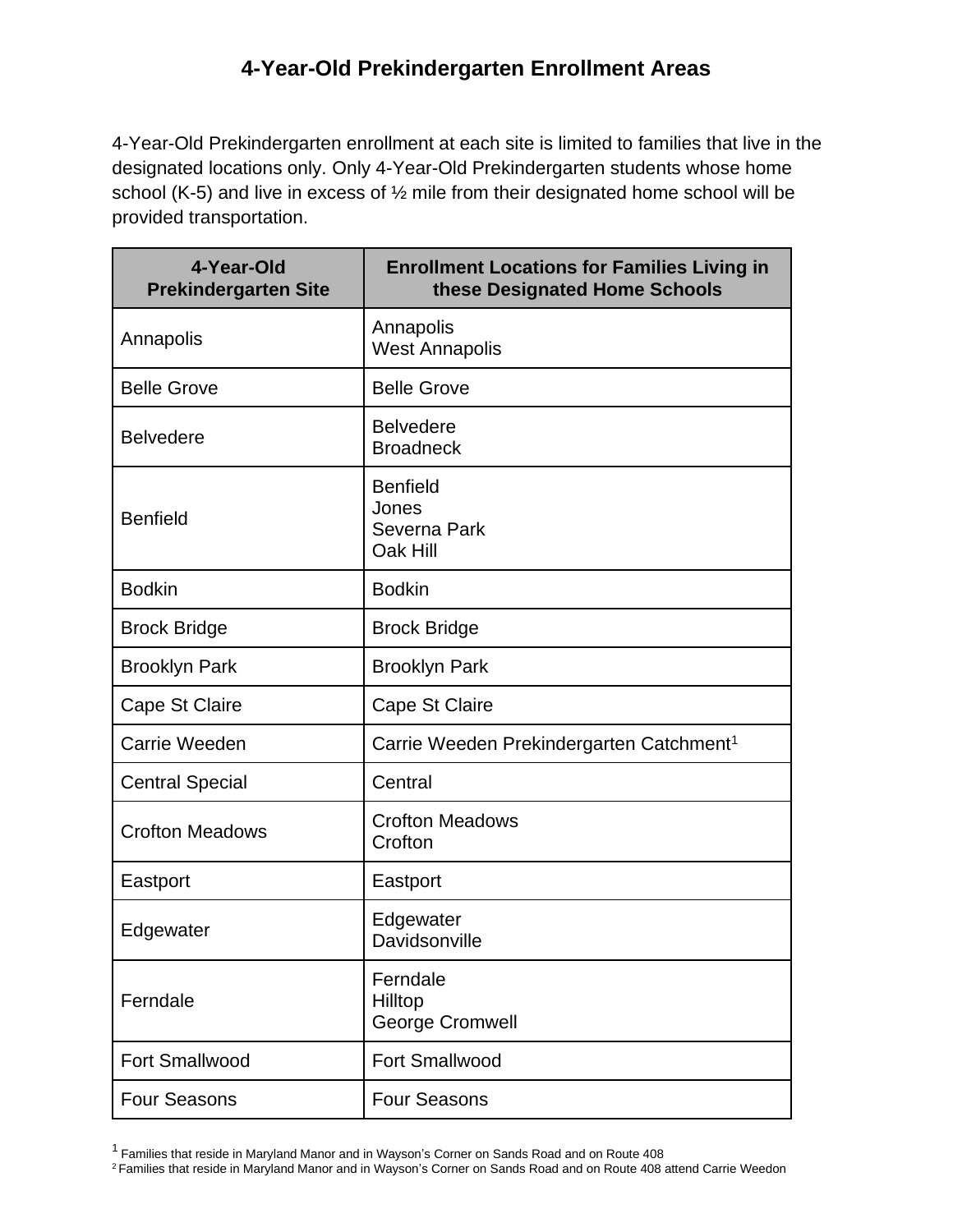# 4-Year-Old Prekindergarten Enrollment Areas

4-Year-Old Prekindergarten enrollment at each site is limited to families that live in the designated locations only. Only 4-Year-Old Prekindergarten students whose home school (K-5) and live in excess of ½ mile from their designated home school will be provided transportation.

| 4-Year-Old Prekindergarten Site | Enrollment Locations for Families Living in these Designated Home Schools |
|---|---|
| Annapolis | Annapolis<br>West Annapolis |
| Belle Grove | Belle Grove |
| Belvedere | Belvedere<br>Broadneck |
| Benfield | Benfield<br>Jones<br>Severna Park<br>Oak Hill |
| Bodkin | Bodkin |
| Brock Bridge | Brock Bridge |
| Brooklyn Park | Brooklyn Park |
| Cape St Claire | Cape St Claire |
| Carrie Weeden | Carrie Weeden Prekindergarten Catchment[1] |
| Central Special | Central |
| Crofton Meadows | Crofton Meadows<br>Crofton |
| Eastport | Eastport |
| Edgewater | Edgewater<br>Davidsonville |
| Ferndale | Ferndale<br>Hilltop<br>George Cromwell |
| Fort Smallwood | Fort Smallwood |
| Four Seasons | Four Seasons |

[1] Families that reside in Maryland Manor and in Wayson's Corner on Sands Road and on Route 408

[2] Families that reside in Maryland Manor and in Wayson's Corner on Sands Road and on Route 408 attend Carrie Weedon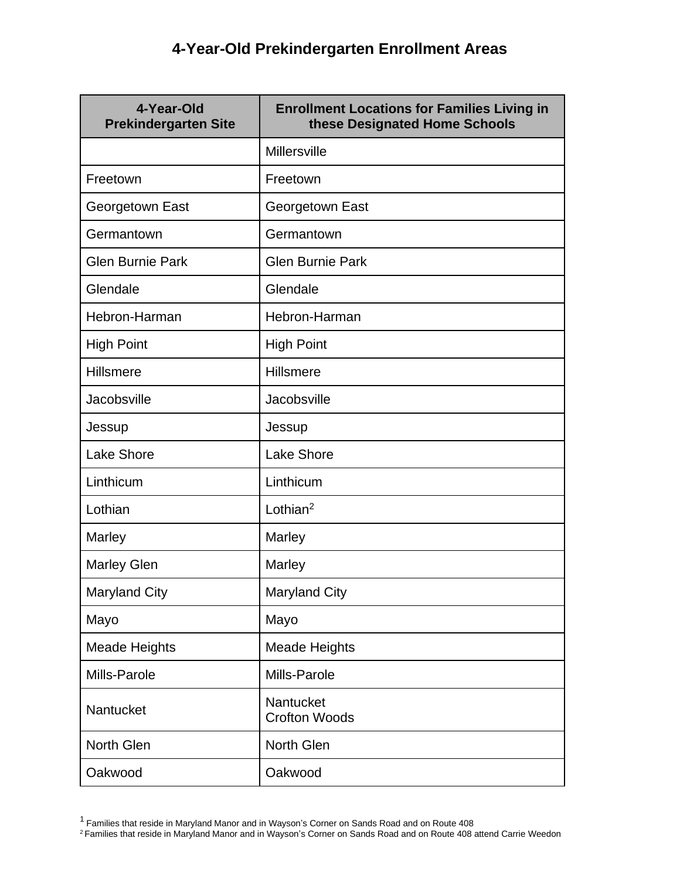# 4-Year-Old Prekindergarten Enrollment Areas

| 4-Year-Old Prekindergarten Site | Enrollment Locations for Families Living in these Designated Home Schools |
|---|---|
| | Millersville |
| Freetown | Freetown |
| Georgetown East | Georgetown East |
| Germantown | Germantown |
| Glen Burnie Park | Glen Burnie Park |
| Glendale | Glendale |
| Hebron-Harman | Hebron-Harman |
| High Point | High Point |
| Hillsmere | Hillsmere |
| Jacobsville | Jacobsville |
| Jessup | Jessup |
| Lake Shore | Lake Shore |
| Linthicum | Linthicum |
| Lothian | Lothian[2] |
| Marley | Marley |
| Marley Glen | Marley |
| Maryland City | Maryland City |
| Mayo | Mayo |
| Meade Heights | Meade Heights |
| Mills-Parole | Mills-Parole |
| Nantucket | Nantucket<br>Crofton Woods |
| North Glen | North Glen |
| Oakwood | Oakwood |

[1] Families that reside in Maryland Manor and in Wayson's Corner on Sands Road and on Route 408

[2] Families that reside in Maryland Manor and in Wayson's Corner on Sands Road and on Route 408 attend Carrie Weedon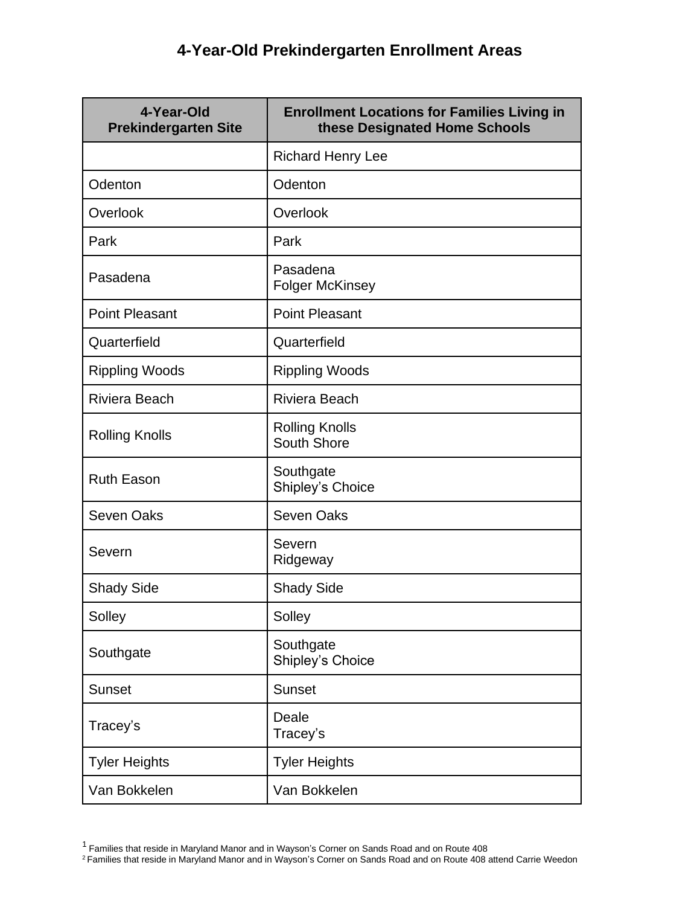# 4-Year-Old Prekindergarten Enrollment Areas

| 4-Year-Old Prekindergarten Site | Enrollment Locations for Families Living in these Designated Home Schools |
|---|---|
| | Richard Henry Lee |
| Odenton | Odenton |
| Overlook | Overlook |
| Park | Park |
| Pasadena | Pasadena<br>Folger McKinsey |
| Point Pleasant | Point Pleasant |
| Quarterfield | Quarterfield |
| Rippling Woods | Rippling Woods |
| Riviera Beach | Riviera Beach |
| Rolling Knolls | Rolling Knolls<br>South Shore |
| Ruth Eason | Southgate<br>Shipley's Choice |
| Seven Oaks | Seven Oaks |
| Severn | Severn<br>Ridgeway |
| Shady Side | Shady Side |
| Solley | Solley |
| Southgate | Southgate<br>Shipley's Choice |
| Sunset | Sunset |
| Tracey's | Deale<br>Tracey's |
| Tyler Heights | Tyler Heights |
| Van Bokkelen | Van Bokkelen |

[1] Families that reside in Maryland Manor and in Wayson's Corner on Sands Road and on Route 408

[2] Families that reside in Maryland Manor and in Wayson's Corner on Sands Road and on Route 408 attend Carrie Weedon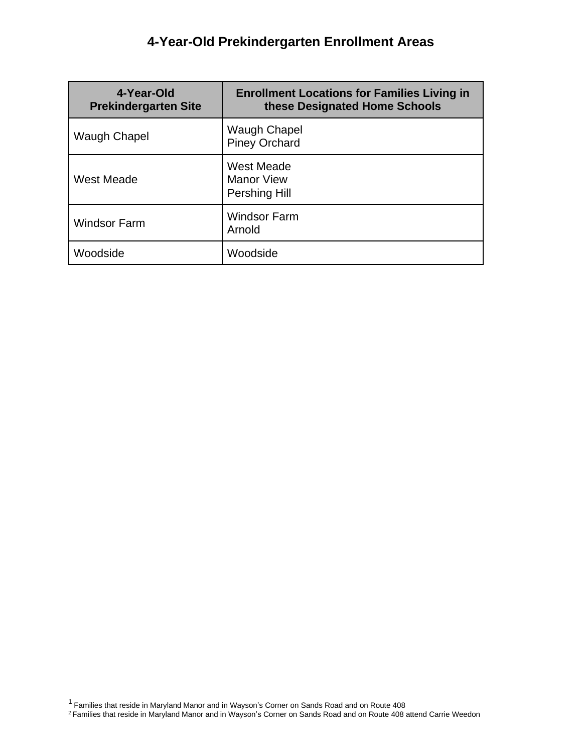# 4-Year-Old Prekindergarten Enrollment Areas

| 4-Year-Old Prekindergarten Site | Enrollment Locations for Families Living in these Designated Home Schools |
|---|---|
| Waugh Chapel | Waugh Chapel<br>Piney Orchard |
| West Meade | West Meade<br>Manor View<br>Pershing Hill |
| Windsor Farm | Windsor Farm<br>Arnold |
| Woodside | Woodside |

[1] Families that reside in Maryland Manor and in Wayson's Corner on Sands Road and on Route 408

[2] Families that reside in Maryland Manor and in Wayson's Corner on Sands Road and on Route 408 attend Carrie Weedon